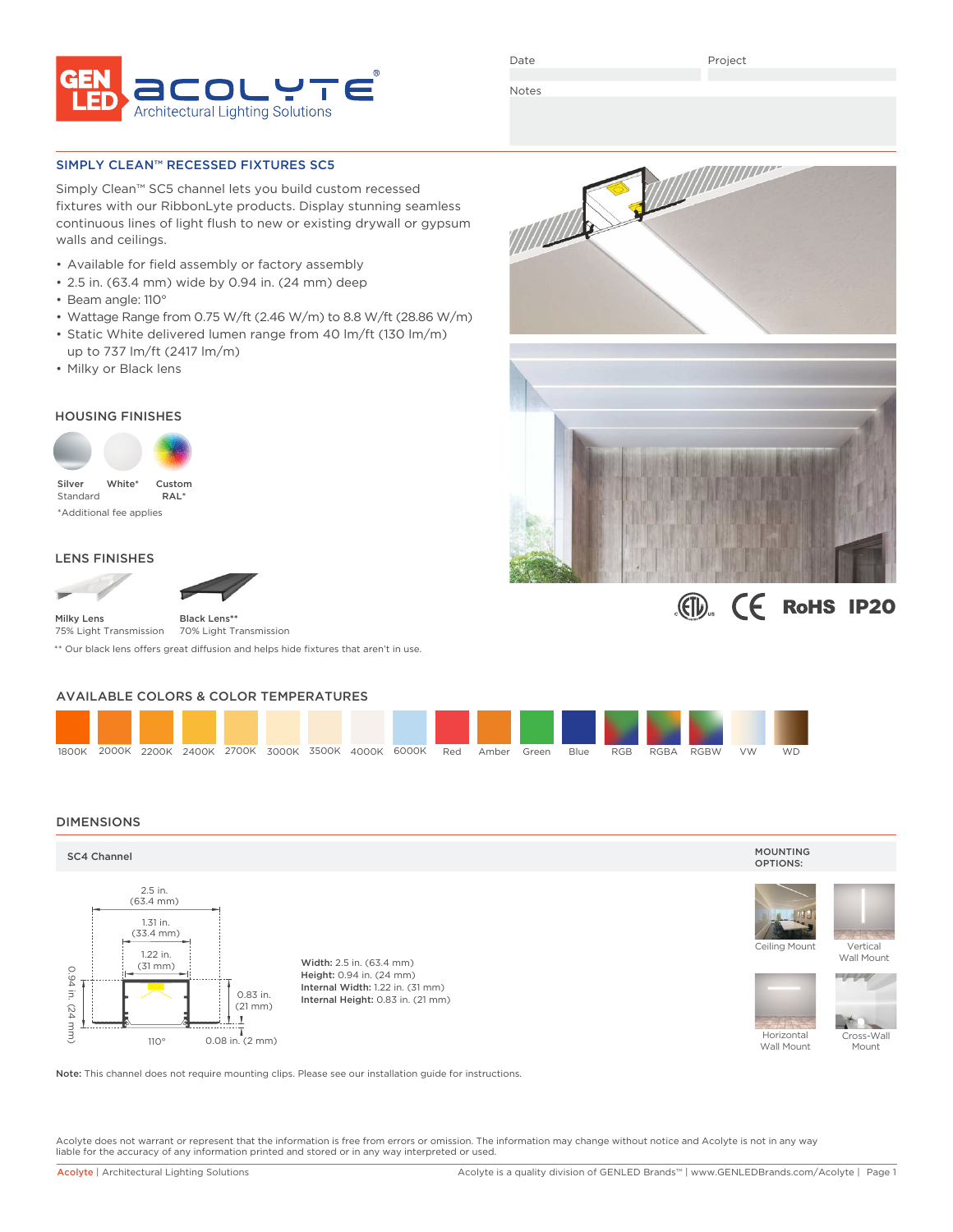GEN LED acolyte® Architectural Lighting Solutions

Date

Project

Notes

## SIMPLY CLEAN™ RECESSED FIXTURES SC5

Simply Clean™ SC5 channel lets you build custom recessed fixtures with our RibbonLyte products. Display stunning seamless continuous lines of light flush to new or existing drywall or gypsum walls and ceilings.

- Available for field assembly or factory assembly
- 2.5 in. (63.4 mm) wide by 0.94 in. (24 mm) deep
- Beam angle: 110°
- Wattage Range from 0.75 W/ft (2.46 W/m) to 8.8 W/ft (28.86 W/m)
- Static White delivered lumen range from 40 lm/ft (130 lm/m) up to 737 lm/ft (2417 lm/m)
- Milky or Black lens

### HOUSING FINISHES

Silver Standard | White* | Custom RAL*

*Additional fee applies

### LENS FINISHES

**Milky Lens**
75% Light Transmission

**Black Lens****
70% Light Transmission

** Our black lens offers great diffusion and helps hide fixtures that aren't in use.

ETL | CE | RoHS | IP20

### AVAILABLE COLORS & COLOR TEMPERATURES

1800K | 2000K | 2200K | 2400K | 2700K | 3000K | 3500K | 4000K | 6000K | Red | Amber | Green | Blue | RGB | RGBA | RGBW | VW | WD

### DIMENSIONS

**SC4 Channel**

2.5 in. (63.4 mm)
1.31 in. (33.4 mm)
1.22 in. (31 mm)
0.94 in. (24 mm)
0.83 in. (21 mm)
110°
0.08 in. (2 mm)

**Width:** 2.5 in. (63.4 mm)
**Height:** 0.94 in. (24 mm)
**Internal Width:** 1.22 in. (31 mm)
**Internal Height:** 0.83 in. (21 mm)

**MOUNTING OPTIONS:**

Ceiling Mount | Vertical Wall Mount | Horizontal Wall Mount | Cross-Wall Mount

**Note:** This channel does not require mounting clips. Please see our installation guide for instructions.

Acolyte does not warrant or represent that the information is free from errors or omission. The information may change without notice and Acolyte is not in any way liable for the accuracy of any information printed and stored or in any way interpreted or used.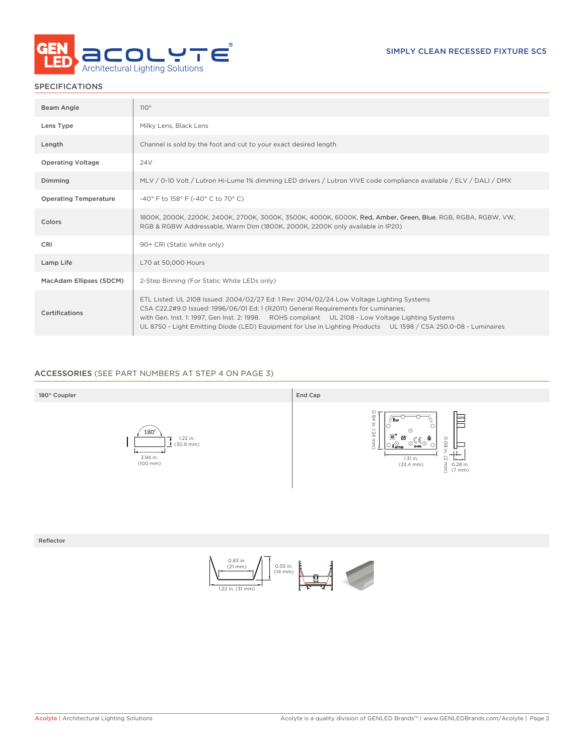SIMPLY CLEAN RECESSED FIXTURE SC5

## SPECIFICATIONS

| | |
|---|---|
| Beam Angle | 110° |
| Lens Type | Milky Lens, Black Lens |
| Length | Channel is sold by the foot and cut to your exact desired length |
| Operating Voltage | 24V |
| Dimming | MLV / 0-10 Volt / Lutron Hi-Lume 1% dimming LED drivers / Lutron VIVE code compliance available / ELV / DALI / DMX |
| Operating Temperature | -40° F to 158° F (-40° C to 70° C) |
| Colors | 1800K, 2000K, 2200K, 2400K, 2700K, 3000K, 3500K, 4000K, 6000K, Red, Amber, Green, Blue, RGB, RGBA, RGBW, VW, RGB & RGBW Addressable, Warm Dim (1800K, 2000K, 2200K only available in IP20) |
| CRI | 90+ CRI (Static white only) |
| Lamp Life | L70 at 50,000 Hours |
| MacAdam Ellipses (SDCM) | 2-Step Binning (For Static White LEDs only) |
| Certifications | ETL Listed: UL 2108 Issued: 2004/02/27 Ed: 1 Rev: 2014/02/24 Low Voltage Lighting Systems CSA C22.2#9.0 Issued: 1996/06/01 Ed: 1 (R2011) General Requirements for Luminaries; with Gen. Inst. 1: 1997, Gen Inst. 2: 1998. ROHS compliant UL 2108 - Low Voltage Lighting Systems UL 8750 - Light Emitting Diode (LED) Equipment for Use in Lighting Products UL 1598 / CSA 250.0-08 - Luminaires |

## ACCESSORIES (SEE PART NUMBERS AT STEP 4 ON PAGE 3)

### 180° Coupler

180°

1.22 in. (30.9 mm)

3.94 in. (100 mm)

### End Cap

0.94 in. (24 mm)

1.31 in. (33.4 mm)

0.08 in. (2 mm)

0.28 in. (7 mm)

### Reflector

0.83 in. (21 mm)

0.55 in. (14 mm)

1.22 in. (31 mm)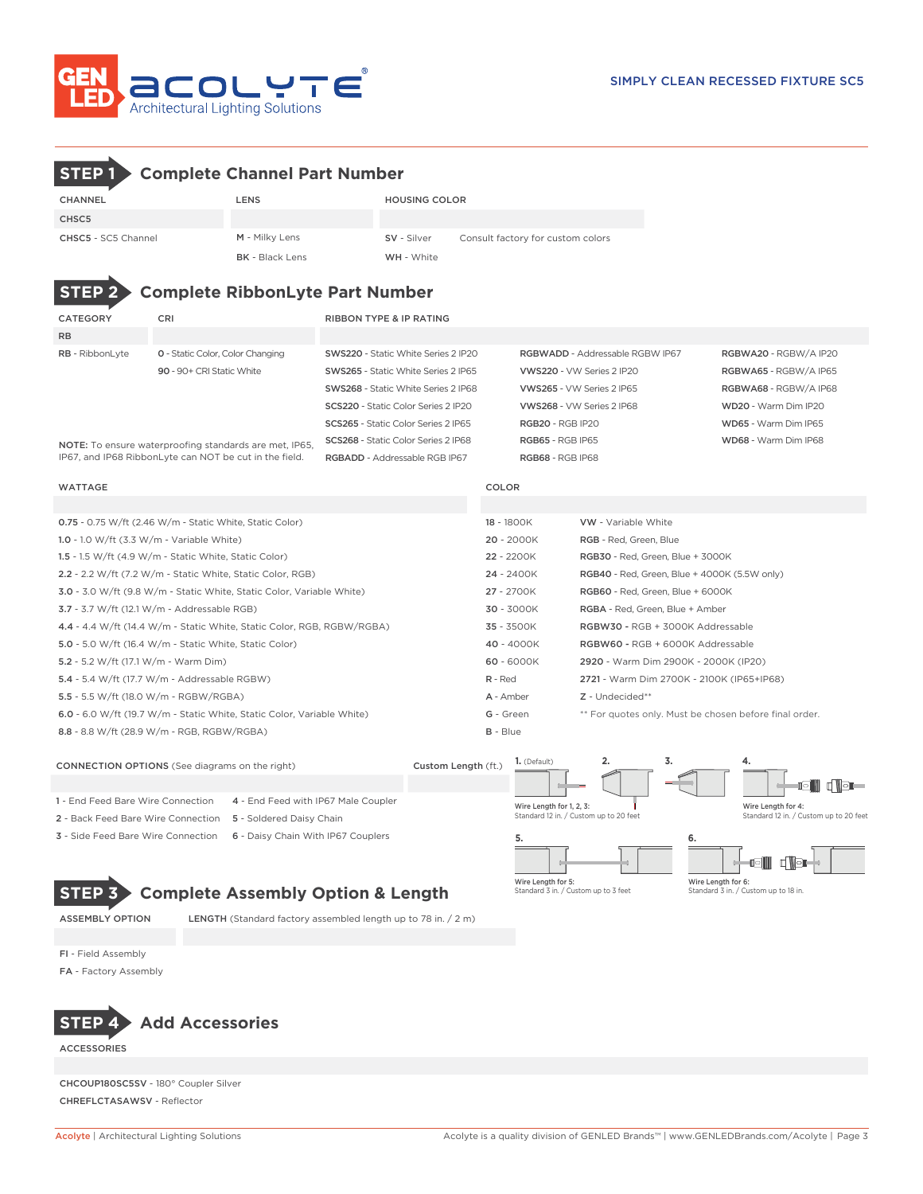SIMPLY CLEAN RECESSED FIXTURE SC5

## STEP 1 Complete Channel Part Number

| CHANNEL | LENS | HOUSING COLOR | |
|---|---|---|---|
| CHSC5 | | | |
| **CHSC5** - SC5 Channel | **M** - Milky Lens | **SV** - Silver | Consult factory for custom colors |
| | **BK** - Black Lens | **WH** - White | |

## STEP 2 Complete RibbonLyte Part Number

| CATEGORY | CRI | RIBBON TYPE & IP RATING | | |
|---|---|---|---|---|
| RB | | | | |
| **RB** - RibbonLyte | **0** - Static Color, Color Changing | **SWS220** - Static White Series 2 IP20 | **RGBWADD** - Addressable RGBW IP67 | **RGBWA20** - RGBW/A IP20 |
| | **90** - 90+ CRI Static White | **SWS265** - Static White Series 2 IP65 | **VWS220** - VW Series 2 IP20 | **RGBWA65** - RGBW/A IP65 |
| | | **SWS268** - Static White Series 2 IP68 | **VWS265** - VW Series 2 IP65 | **RGBWA68** - RGBW/A IP68 |
| | | **SCS220** - Static Color Series 2 IP20 | **VWS268** - VW Series 2 IP68 | **WD20** - Warm Dim IP20 |
| | | **SCS265** - Static Color Series 2 IP65 | **RGB20** - RGB IP20 | **WD65** - Warm Dim IP65 |
| | | **SCS268** - Static Color Series 2 IP68 | **RGB65** - RGB IP65 | **WD68** - Warm Dim IP68 |
| | | **RGBADD** - Addressable RGB IP67 | **RGB68** - RGB IP68 | |

**NOTE:** To ensure waterproofing standards are met, IP65, IP67, and IP68 RibbonLyte can NOT be cut in the field.

| WATTAGE | COLOR | |
|---|---|---|
| **0.75** - 0.75 W/ft (2.46 W/m - Static White, Static Color) | **18** - 1800K | **VW** - Variable White |
| **1.0** - 1.0 W/ft (3.3 W/m - Variable White) | **20** - 2000K | **RGB** - Red, Green, Blue |
| **1.5** - 1.5 W/ft (4.9 W/m - Static White, Static Color) | **22** - 2200K | **RGB30** - Red, Green, Blue + 3000K |
| **2.2** - 2.2 W/ft (7.2 W/m - Static White, Static Color, RGB) | **24** - 2400K | **RGB40** - Red, Green, Blue + 4000K (5.5W only) |
| **3.0** - 3.0 W/ft (9.8 W/m - Static White, Static Color, Variable White) | **27** - 2700K | **RGB60** - Red, Green, Blue + 6000K |
| **3.7** - 3.7 W/ft (12.1 W/m - Addressable RGB) | **30** - 3000K | **RGBA** - Red, Green, Blue + Amber |
| **4.4** - 4.4 W/ft (14.4 W/m - Static White, Static Color, RGB, RGBW/RGBA) | **35** - 3500K | **RGBW30** - RGB + 3000K Addressable |
| **5.0** - 5.0 W/ft (16.4 W/m - Static White, Static Color) | **40** - 4000K | **RGBW60** - RGB + 6000K Addressable |
| **5.2** - 5.2 W/ft (17.1 W/m - Warm Dim) | **60** - 6000K | **2920** - Warm Dim 2900K - 2000K (IP20) |
| **5.4** - 5.4 W/ft (17.7 W/m - Addressable RGBW) | **R** - Red | **2721** - Warm Dim 2700K - 2100K (IP65+IP68) |
| **5.5** - 5.5 W/ft (18.0 W/m - RGBW/RGBA) | **A** - Amber | **Z** - Undecided** |
| **6.0** - 6.0 W/ft (19.7 W/m - Static White, Static Color, Variable White) | **G** - Green | ** For quotes only. Must be chosen before final order. |
| **8.8** - 8.8 W/ft (28.9 W/m - RGB, RGBW/RGBA) | **B** - Blue | |

| CONNECTION OPTIONS (See diagrams on the right) | | Custom Length (ft.) |
|---|---|---|
| 1 - End Feed Bare Wire Connection | 4 - End Feed with IP67 Male Coupler | |
| 2 - Back Feed Bare Wire Connection | 5 - Soldered Daisy Chain | |
| 3 - Side Feed Bare Wire Connection | 6 - Daisy Chain With IP67 Couplers | |

1. (Default) 2. 3. — Wire Length for 1, 2, 3: Standard 12 in. / Custom up to 20 feet

4. — Wire Length for 4: Standard 12 in. / Custom up to 20 feet

5. — Wire Length for 5: Standard 3 in. / Custom up to 3 feet

6. — Wire Length for 6: Standard 3 in. / Custom up to 18 in.

## STEP 3 Complete Assembly Option & Length

| ASSEMBLY OPTION | LENGTH (Standard factory assembled length up to 78 in. / 2 m) |
|---|---|
| FI - Field Assembly | |
| FA - Factory Assembly | |

## STEP 4 Add Accessories

ACCESSORIES

**CHCOUP180SC5SV** - 180° Coupler Silver

**CHREFLCTASAWSV** - Reflector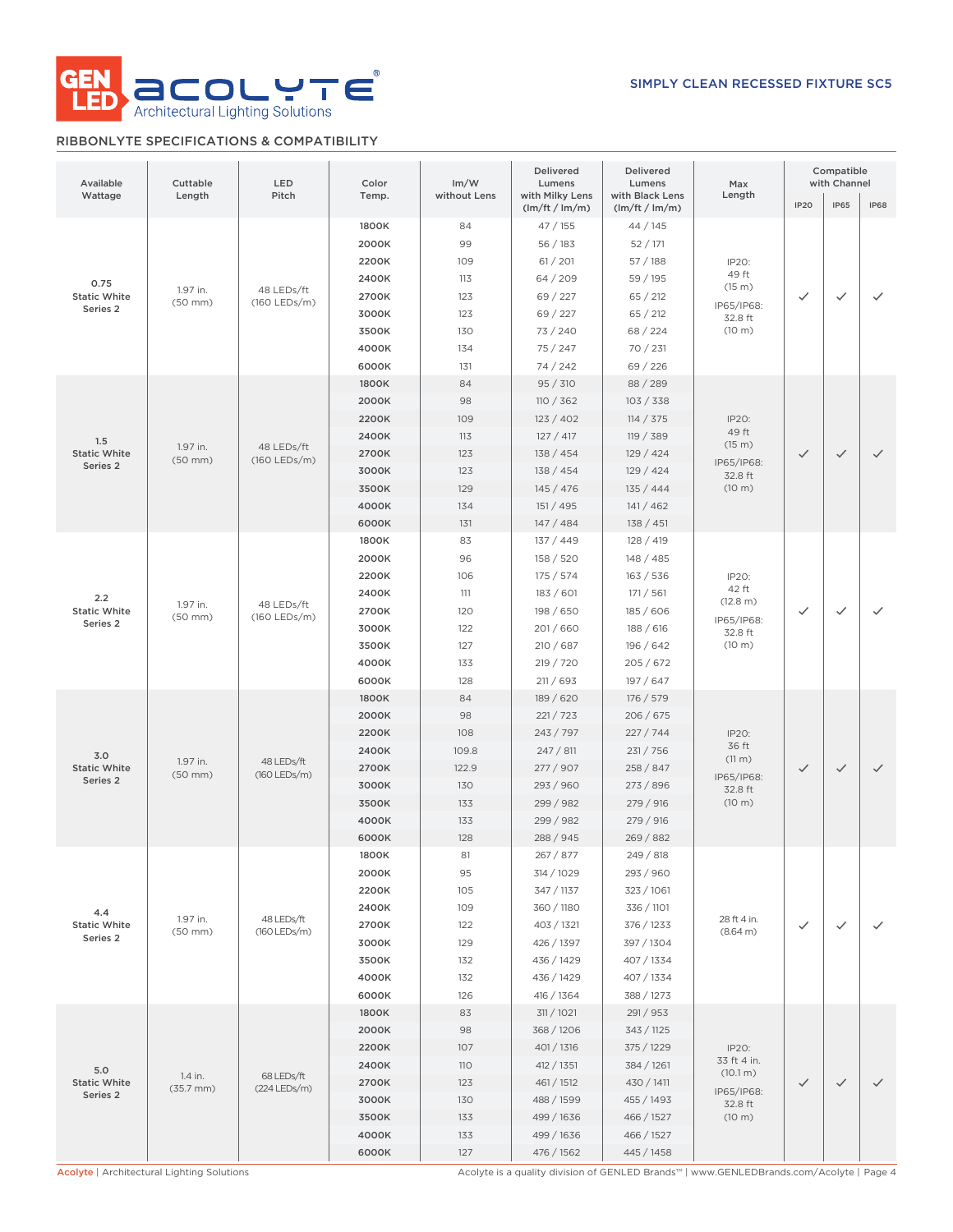SIMPLY CLEAN RECESSED FIXTURE SC5

## RIBBONLYTE SPECIFICATIONS & COMPATIBILITY

| Available Wattage | Cuttable Length | LED Pitch | Color Temp. | lm/W without Lens | Delivered Lumens with Milky Lens (lm/ft / lm/m) | Delivered Lumens with Black Lens (lm/ft / lm/m) | Max Length | Compatible with Channel | | |
|---|---|---|---|---|---|---|---|---|---|---|
| | | | | | | | | IP20 | IP65 | IP68 |
| 0.75 Static White Series 2 | 1.97 in. (50 mm) | 48 LEDs/ft (160 LEDs/m) | 1800K | 84 | 47 / 155 | 44 / 145 | IP20: 49 ft (15 m) IP65/IP68: 32.8 ft (10 m) | ✓ | ✓ | ✓ |
| | | | 2000K | 99 | 56 / 183 | 52 / 171 | | | | |
| | | | 2200K | 109 | 61 / 201 | 57 / 188 | | | | |
| | | | 2400K | 113 | 64 / 209 | 59 / 195 | | | | |
| | | | 2700K | 123 | 69 / 227 | 65 / 212 | | | | |
| | | | 3000K | 123 | 69 / 227 | 65 / 212 | | | | |
| | | | 3500K | 130 | 73 / 240 | 68 / 224 | | | | |
| | | | 4000K | 134 | 75 / 247 | 70 / 231 | | | | |
| | | | 6000K | 131 | 74 / 242 | 69 / 226 | | | | |
| 1.5 Static White Series 2 | 1.97 in. (50 mm) | 48 LEDs/ft (160 LEDs/m) | 1800K | 84 | 95 / 310 | 88 / 289 | IP20: 49 ft (15 m) IP65/IP68: 32.8 ft (10 m) | ✓ | ✓ | ✓ |
| | | | 2000K | 98 | 110 / 362 | 103 / 338 | | | | |
| | | | 2200K | 109 | 123 / 402 | 114 / 375 | | | | |
| | | | 2400K | 113 | 127 / 417 | 119 / 389 | | | | |
| | | | 2700K | 123 | 138 / 454 | 129 / 424 | | | | |
| | | | 3000K | 123 | 138 / 454 | 129 / 424 | | | | |
| | | | 3500K | 129 | 145 / 476 | 135 / 444 | | | | |
| | | | 4000K | 134 | 151 / 495 | 141 / 462 | | | | |
| | | | 6000K | 131 | 147 / 484 | 138 / 451 | | | | |
| 2.2 Static White Series 2 | 1.97 in. (50 mm) | 48 LEDs/ft (160 LEDs/m) | 1800K | 83 | 137 / 449 | 128 / 419 | IP20: 42 ft (12.8 m) IP65/IP68: 32.8 ft (10 m) | ✓ | ✓ | ✓ |
| | | | 2000K | 96 | 158 / 520 | 148 / 485 | | | | |
| | | | 2200K | 106 | 175 / 574 | 163 / 536 | | | | |
| | | | 2400K | 111 | 183 / 601 | 171 / 561 | | | | |
| | | | 2700K | 120 | 198 / 650 | 185 / 606 | | | | |
| | | | 3000K | 122 | 201 / 660 | 188 / 616 | | | | |
| | | | 3500K | 127 | 210 / 687 | 196 / 642 | | | | |
| | | | 4000K | 133 | 219 / 720 | 205 / 672 | | | | |
| | | | 6000K | 128 | 211 / 693 | 197 / 647 | | | | |
| 3.0 Static White Series 2 | 1.97 in. (50 mm) | 48 LEDs/ft (160 LEDs/m) | 1800K | 84 | 189 / 620 | 176 / 579 | IP20: 36 ft (11 m) IP65/IP68: 32.8 ft (10 m) | ✓ | ✓ | ✓ |
| | | | 2000K | 98 | 221 / 723 | 206 / 675 | | | | |
| | | | 2200K | 108 | 243 / 797 | 227 / 744 | | | | |
| | | | 2400K | 109.8 | 247 / 811 | 231 / 756 | | | | |
| | | | 2700K | 122.9 | 277 / 907 | 258 / 847 | | | | |
| | | | 3000K | 130 | 293 / 960 | 273 / 896 | | | | |
| | | | 3500K | 133 | 299 / 982 | 279 / 916 | | | | |
| | | | 4000K | 133 | 299 / 982 | 279 / 916 | | | | |
| | | | 6000K | 128 | 288 / 945 | 269 / 882 | | | | |
| 4.4 Static White Series 2 | 1.97 in. (50 mm) | 48 LEDs/ft (160 LEDs/m) | 1800K | 81 | 267 / 877 | 249 / 818 | 28 ft 4 in. (8.64 m) | ✓ | ✓ | ✓ |
| | | | 2000K | 95 | 314 / 1029 | 293 / 960 | | | | |
| | | | 2200K | 105 | 347 / 1137 | 323 / 1061 | | | | |
| | | | 2400K | 109 | 360 / 1180 | 336 / 1101 | | | | |
| | | | 2700K | 122 | 403 / 1321 | 376 / 1233 | | | | |
| | | | 3000K | 129 | 426 / 1397 | 397 / 1304 | | | | |
| | | | 3500K | 132 | 436 / 1429 | 407 / 1334 | | | | |
| | | | 4000K | 132 | 436 / 1429 | 407 / 1334 | | | | |
| | | | 6000K | 126 | 416 / 1364 | 388 / 1273 | | | | |
| 5.0 Static White Series 2 | 1.4 in. (35.7 mm) | 68 LEDs/ft (224 LEDs/m) | 1800K | 83 | 311 / 1021 | 291 / 953 | IP20: 33 ft 4 in. (10.1 m) IP65/IP68: 32.8 ft (10 m) | ✓ | ✓ | ✓ |
| | | | 2000K | 98 | 368 / 1206 | 343 / 1125 | | | | |
| | | | 2200K | 107 | 401 / 1316 | 375 / 1229 | | | | |
| | | | 2400K | 110 | 412 / 1351 | 384 / 1261 | | | | |
| | | | 2700K | 123 | 461 / 1512 | 430 / 1411 | | | | |
| | | | 3000K | 130 | 488 / 1599 | 455 / 1493 | | | | |
| | | | 3500K | 133 | 499 / 1636 | 466 / 1527 | | | | |
| | | | 4000K | 133 | 499 / 1636 | 466 / 1527 | | | | |
| | | | 6000K | 127 | 476 / 1562 | 445 / 1458 | | | | |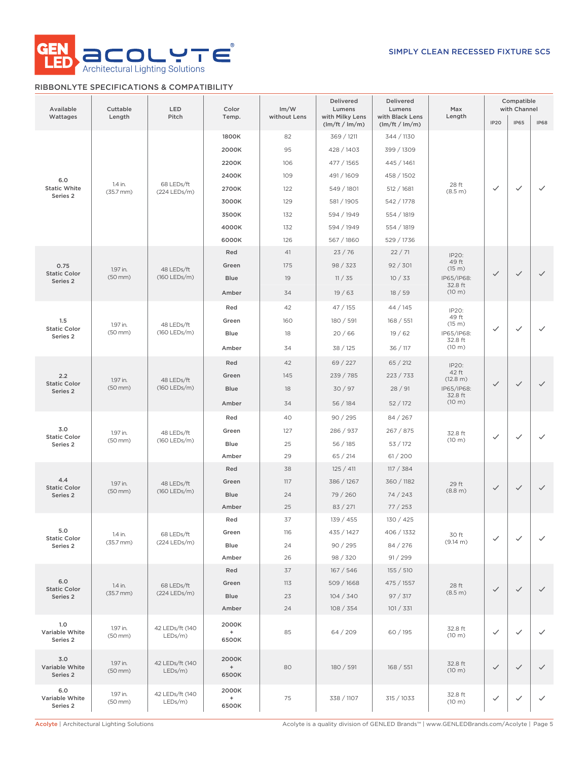## SIMPLY CLEAN RECESSED FIXTURE SC5

### RIBBONLYTE SPECIFICATIONS & COMPATIBILITY

| Available Wattages | Cuttable Length | LED Pitch | Color Temp. | lm/W without Lens | Delivered Lumens with Milky Lens (lm/ft / lm/m) | Delivered Lumens with Black Lens (lm/ft / lm/m) | Max Length | Compatible with Channel | | |
|---|---|---|---|---|---|---|---|---|---|---|
| | | | | | | | | IP20 | IP65 | IP68 |
| 6.0 Static White Series 2 | 1.4 in. (35.7 mm) | 68 LEDs/ft (224 LEDs/m) | 1800K | 82 | 369 / 1211 | 344 / 1130 | 28 ft (8.5 m) | ✓ | ✓ | ✓ |
| | | | 2000K | 95 | 428 / 1403 | 399 / 1309 | | | | |
| | | | 2200K | 106 | 477 / 1565 | 445 / 1461 | | | | |
| | | | 2400K | 109 | 491 / 1609 | 458 / 1502 | | | | |
| | | | 2700K | 122 | 549 / 1801 | 512 / 1681 | | | | |
| | | | 3000K | 129 | 581 / 1905 | 542 / 1778 | | | | |
| | | | 3500K | 132 | 594 / 1949 | 554 / 1819 | | | | |
| | | | 4000K | 132 | 594 / 1949 | 554 / 1819 | | | | |
| | | | 6000K | 126 | 567 / 1860 | 529 / 1736 | | | | |
| 0.75 Static Color Series 2 | 1.97 in. (50 mm) | 48 LEDs/ft (160 LEDs/m) | Red | 41 | 23 / 76 | 22 / 71 | IP20: 49 ft (15 m) IP65/IP68: 32.8 ft (10 m) | ✓ | ✓ | ✓ |
| | | | Green | 175 | 98 / 323 | 92 / 301 | | | | |
| | | | Blue | 19 | 11 / 35 | 10 / 33 | | | | |
| | | | Amber | 34 | 19 / 63 | 18 / 59 | | | | |
| 1.5 Static Color Series 2 | 1.97 in. (50 mm) | 48 LEDs/ft (160 LEDs/m) | Red | 42 | 47 / 155 | 44 / 145 | IP20: 49 ft (15 m) IP65/IP68: 32.8 ft (10 m) | ✓ | ✓ | ✓ |
| | | | Green | 160 | 180 / 591 | 168 / 551 | | | | |
| | | | Blue | 18 | 20 / 66 | 19 / 62 | | | | |
| | | | Amber | 34 | 38 / 125 | 36 / 117 | | | | |
| 2.2 Static Color Series 2 | 1.97 in. (50 mm) | 48 LEDs/ft (160 LEDs/m) | Red | 42 | 69 / 227 | 65 / 212 | IP20: 42 ft (12.8 m) IP65/IP68: 32.8 ft (10 m) | ✓ | ✓ | ✓ |
| | | | Green | 145 | 239 / 785 | 223 / 733 | | | | |
| | | | Blue | 18 | 30 / 97 | 28 / 91 | | | | |
| | | | Amber | 34 | 56 / 184 | 52 / 172 | | | | |
| 3.0 Static Color Series 2 | 1.97 in. (50 mm) | 48 LEDs/ft (160 LEDs/m) | Red | 40 | 90 / 295 | 84 / 267 | 32.8 ft (10 m) | ✓ | ✓ | ✓ |
| | | | Green | 127 | 286 / 937 | 267 / 875 | | | | |
| | | | Blue | 25 | 56 / 185 | 53 / 172 | | | | |
| | | | Amber | 29 | 65 / 214 | 61 / 200 | | | | |
| 4.4 Static Color Series 2 | 1.97 in. (50 mm) | 48 LEDs/ft (160 LEDs/m) | Red | 38 | 125 / 411 | 117 / 384 | 29 ft (8.8 m) | ✓ | ✓ | ✓ |
| | | | Green | 117 | 386 / 1267 | 360 / 1182 | | | | |
| | | | Blue | 24 | 79 / 260 | 74 / 243 | | | | |
| | | | Amber | 25 | 83 / 271 | 77 / 253 | | | | |
| 5.0 Static Color Series 2 | 1.4 in. (35.7 mm) | 68 LEDs/ft (224 LEDs/m) | Red | 37 | 139 / 455 | 130 / 425 | 30 ft (9.14 m) | ✓ | ✓ | ✓ |
| | | | Green | 116 | 435 / 1427 | 406 / 1332 | | | | |
| | | | Blue | 24 | 90 / 295 | 84 / 276 | | | | |
| | | | Amber | 26 | 98 / 320 | 91 / 299 | | | | |
| 6.0 Static Color Series 2 | 1.4 in. (35.7 mm) | 68 LEDs/ft (224 LEDs/m) | Red | 37 | 167 / 546 | 155 / 510 | 28 ft (8.5 m) | ✓ | ✓ | ✓ |
| | | | Green | 113 | 509 / 1668 | 475 / 1557 | | | | |
| | | | Blue | 23 | 104 / 340 | 97 / 317 | | | | |
| | | | Amber | 24 | 108 / 354 | 101 / 331 | | | | |
| 1.0 Variable White Series 2 | 1.97 in. (50 mm) | 42 LEDs/ft (140 LEDs/m) | 2000K + 6500K | 85 | 64 / 209 | 60 / 195 | 32.8 ft (10 m) | ✓ | ✓ | ✓ |
| 3.0 Variable White Series 2 | 1.97 in. (50 mm) | 42 LEDs/ft (140 LEDs/m) | 2000K + 6500K | 80 | 180 / 591 | 168 / 551 | 32.8 ft (10 m) | ✓ | ✓ | ✓ |
| 6.0 Variable White Series 2 | 1.97 in. (50 mm) | 42 LEDs/ft (140 LEDs/m) | 2000K + 6500K | 75 | 338 / 1107 | 315 / 1033 | 32.8 ft (10 m) | ✓ | ✓ | ✓ |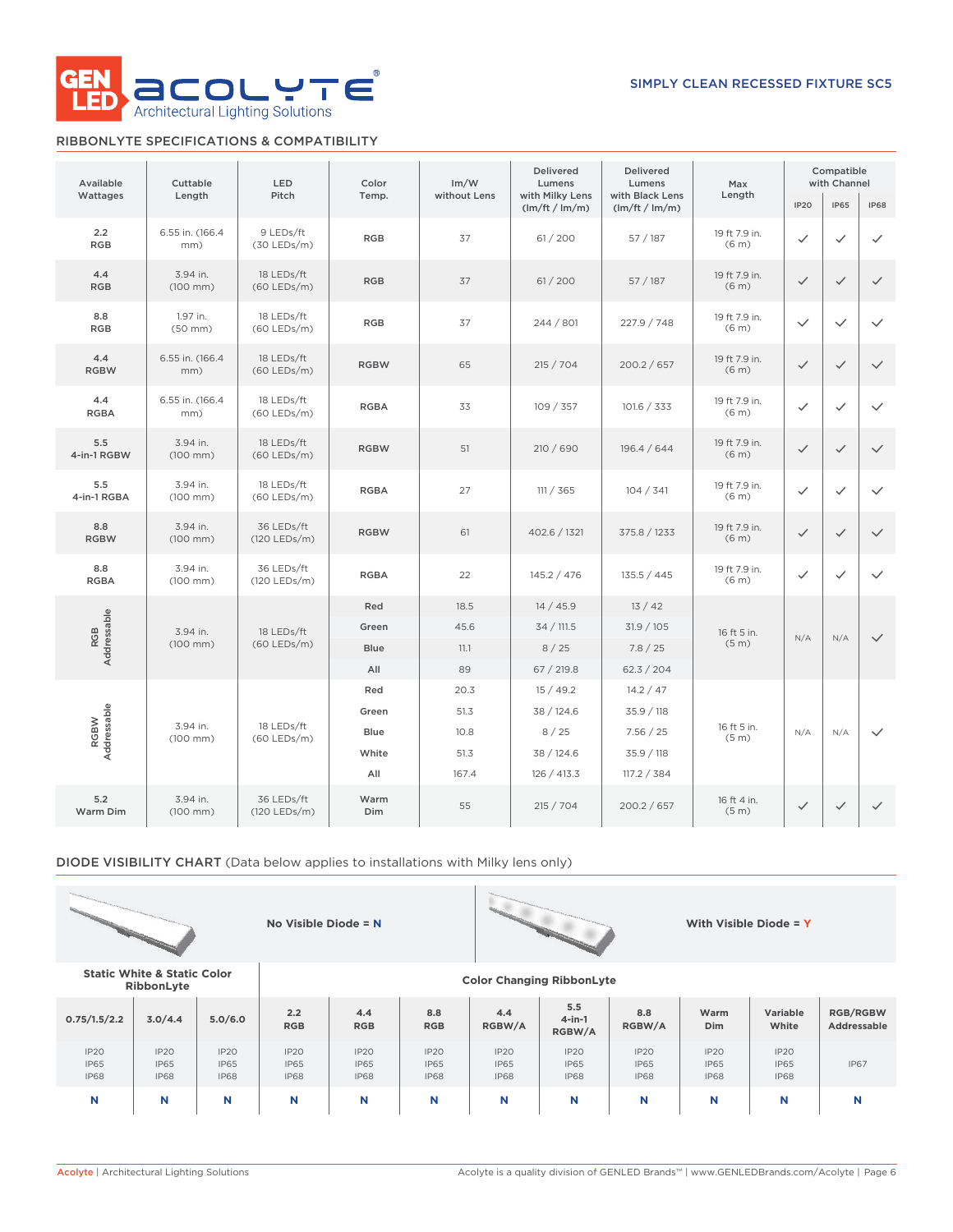SIMPLY CLEAN RECESSED FIXTURE SC5

## RIBBONLYTE SPECIFICATIONS & COMPATIBILITY

| Available Wattages | Cuttable Length | LED Pitch | Color Temp. | lm/W without Lens | Delivered Lumens with Milky Lens (lm/ft / lm/m) | Delivered Lumens with Black Lens (lm/ft / lm/m) | Max Length | Compatible with Channel | | |
|---|---|---|---|---|---|---|---|---|---|---|
| | | | | | | | | IP20 | IP65 | IP68 |
| 2.2 RGB | 6.55 in. (166.4 mm) | 9 LEDs/ft (30 LEDs/m) | RGB | 37 | 61 / 200 | 57 / 187 | 19 ft 7.9 in. (6 m) | ✓ | ✓ | ✓ |
| 4.4 RGB | 3.94 in. (100 mm) | 18 LEDs/ft (60 LEDs/m) | RGB | 37 | 61 / 200 | 57 / 187 | 19 ft 7.9 in. (6 m) | ✓ | ✓ | ✓ |
| 8.8 RGB | 1.97 in. (50 mm) | 18 LEDs/ft (60 LEDs/m) | RGB | 37 | 244 / 801 | 227.9 / 748 | 19 ft 7.9 in. (6 m) | ✓ | ✓ | ✓ |
| 4.4 RGBW | 6.55 in. (166.4 mm) | 18 LEDs/ft (60 LEDs/m) | RGBW | 65 | 215 / 704 | 200.2 / 657 | 19 ft 7.9 in. (6 m) | ✓ | ✓ | ✓ |
| 4.4 RGBA | 6.55 in. (166.4 mm) | 18 LEDs/ft (60 LEDs/m) | RGBA | 33 | 109 / 357 | 101.6 / 333 | 19 ft 7.9 in. (6 m) | ✓ | ✓ | ✓ |
| 5.5 4-in-1 RGBW | 3.94 in. (100 mm) | 18 LEDs/ft (60 LEDs/m) | RGBW | 51 | 210 / 690 | 196.4 / 644 | 19 ft 7.9 in. (6 m) | ✓ | ✓ | ✓ |
| 5.5 4-in-1 RGBA | 3.94 in. (100 mm) | 18 LEDs/ft (60 LEDs/m) | RGBA | 27 | 111 / 365 | 104 / 341 | 19 ft 7.9 in. (6 m) | ✓ | ✓ | ✓ |
| 8.8 RGBW | 3.94 in. (100 mm) | 36 LEDs/ft (120 LEDs/m) | RGBW | 61 | 402.6 / 1321 | 375.8 / 1233 | 19 ft 7.9 in. (6 m) | ✓ | ✓ | ✓ |
| 8.8 RGBA | 3.94 in. (100 mm) | 36 LEDs/ft (120 LEDs/m) | RGBA | 22 | 145.2 / 476 | 135.5 / 445 | 19 ft 7.9 in. (6 m) | ✓ | ✓ | ✓ |
| RGB Addressable | 3.94 in. (100 mm) | 18 LEDs/ft (60 LEDs/m) | Red | 18.5 | 14 / 45.9 | 13 / 42 | 16 ft 5 in. (5 m) | N/A | N/A | ✓ |
| | | | Green | 45.6 | 34 / 111.5 | 31.9 / 105 | | | | |
| | | | Blue | 11.1 | 8 / 25 | 7.8 / 25 | | | | |
| | | | All | 89 | 67 / 219.8 | 62.3 / 204 | | | | |
| RGBW Addressable | 3.94 in. (100 mm) | 18 LEDs/ft (60 LEDs/m) | Red | 20.3 | 15 / 49.2 | 14.2 / 47 | 16 ft 5 in. (5 m) | N/A | N/A | ✓ |
| | | | Green | 51.3 | 38 / 124.6 | 35.9 / 118 | | | | |
| | | | Blue | 10.8 | 8 / 25 | 7.56 / 25 | | | | |
| | | | White | 51.3 | 38 / 124.6 | 35.9 / 118 | | | | |
| | | | All | 167.4 | 126 / 413.3 | 117.2 / 384 | | | | |
| 5.2 Warm Dim | 3.94 in. (100 mm) | 36 LEDs/ft (120 LEDs/m) | Warm Dim | 55 | 215 / 704 | 200.2 / 657 | 16 ft 4 in. (5 m) | ✓ | ✓ | ✓ |

## DIODE VISIBILITY CHART (Data below applies to installations with Milky lens only)

No Visible Diode = **N**

With Visible Diode = **Y**

| Static White & Static Color RibbonLyte | | | Color Changing RibbonLyte | | | | | | | | |
|---|---|---|---|---|---|---|---|---|---|---|---|
| 0.75/1.5/2.2 | 3.0/4.4 | 5.0/6.0 | 2.2 RGB | 4.4 RGB | 8.8 RGB | 4.4 RGBW/A | 5.5 4-in-1 RGBW/A | 8.8 RGBW/A | Warm Dim | Variable White | RGB/RGBW Addressable |
| IP20 IP65 IP68 | IP20 IP65 IP68 | IP20 IP65 IP68 | IP20 IP65 IP68 | IP20 IP65 IP68 | IP20 IP65 IP68 | IP20 IP65 IP68 | IP20 IP65 IP68 | IP20 IP65 IP68 | IP20 IP65 IP68 | IP20 IP65 IP68 | IP67 |
| N | N | N | N | N | N | N | N | N | N | N | N |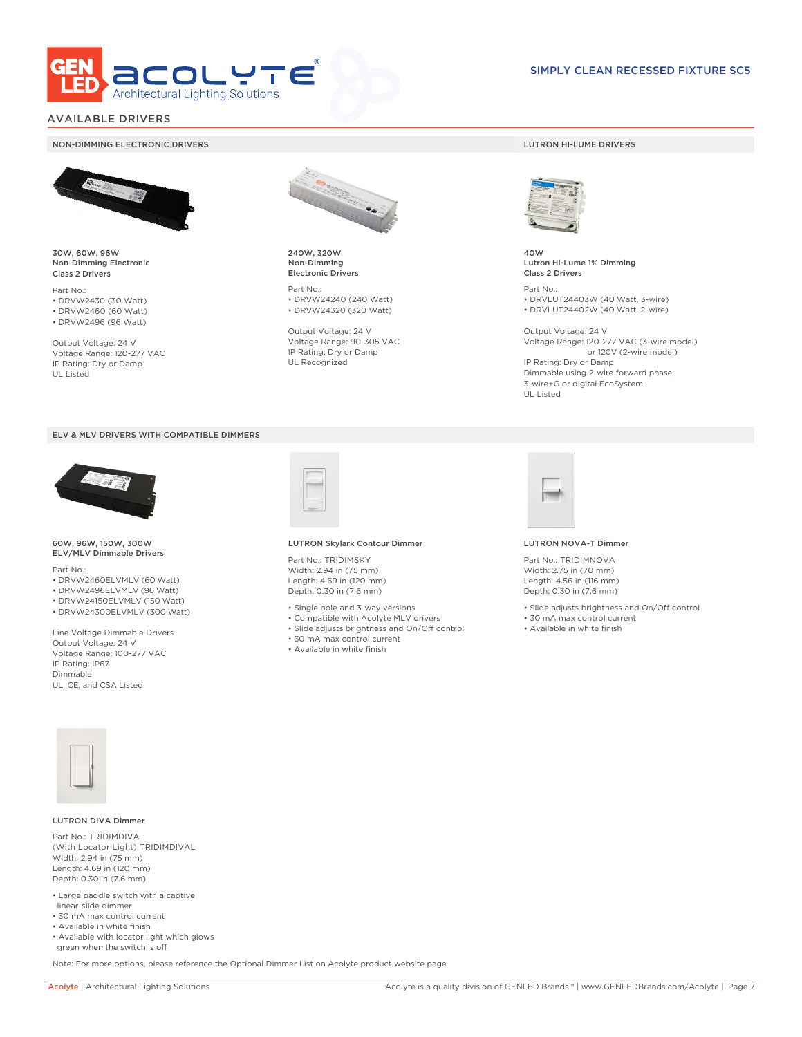## AVAILABLE DRIVERS

### NON-DIMMING ELECTRONIC DRIVERS

**30W, 60W, 96W**
**Non-Dimming Electronic**
**Class 2 Drivers**

Part No.:
- DRVW2430 (30 Watt)
- DRVW2460 (60 Watt)
- DRVW2496 (96 Watt)

Output Voltage: 24 V
Voltage Range: 120-277 VAC
IP Rating: Dry or Damp
UL Listed

**240W, 320W**
**Non-Dimming**
**Electronic Drivers**

Part No.:
- DRVW24240 (240 Watt)
- DRVW24320 (320 Watt)

Output Voltage: 24 V
Voltage Range: 90-305 VAC
IP Rating: Dry or Damp
UL Recognized

### LUTRON HI-LUME DRIVERS

**40W**
**Lutron Hi-Lume 1% Dimming**
**Class 2 Drivers**

Part No.:
- DRVLUT24403W (40 Watt, 3-wire)
- DRVLUT24402W (40 Watt, 2-wire)

Output Voltage: 24 V
Voltage Range: 120-277 VAC (3-wire model)
or 120V (2-wire model)
IP Rating: Dry or Damp
Dimmable using 2-wire forward phase,
3-wire+G or digital EcoSystem
UL Listed

### ELV & MLV DRIVERS WITH COMPATIBLE DIMMERS

**60W, 96W, 150W, 300W**
**ELV/MLV Dimmable Drivers**

Part No.:
- DRVW2460ELVMLV (60 Watt)
- DRVW2496ELVMLV (96 Watt)
- DRVW24150ELVMLV (150 Watt)
- DRVW24300ELVMLV (300 Watt)

Line Voltage Dimmable Drivers
Output Voltage: 24 V
Voltage Range: 100-277 VAC
IP Rating: IP67
Dimmable
UL, CE, and CSA Listed

**LUTRON Skylark Contour Dimmer**

Part No.: TRIDIMSKY
Width: 2.94 in (75 mm)
Length: 4.69 in (120 mm)
Depth: 0.30 in (7.6 mm)

- Single pole and 3-way versions
- Compatible with Acolyte MLV drivers
- Slide adjusts brightness and On/Off control
- 30 mA max control current
- Available in white finish

**LUTRON NOVA-T Dimmer**

Part No.: TRIDIMNOVA
Width: 2.75 in (70 mm)
Length: 4.56 in (116 mm)
Depth: 0.30 in (7.6 mm)

- Slide adjusts brightness and On/Off control
- 30 mA max control current
- Available in white finish

**LUTRON DIVA Dimmer**

Part No.: TRIDIMDIVA
(With Locator Light) TRIDIMDIVAL
Width: 2.94 in (75 mm)
Length: 4.69 in (120 mm)
Depth: 0.30 in (7.6 mm)

- Large paddle switch with a captive linear-slide dimmer
- 30 mA max control current
- Available in white finish
- Available with locator light which glows green when the switch is off

Note: For more options, please reference the Optional Dimmer List on Acolyte product website page.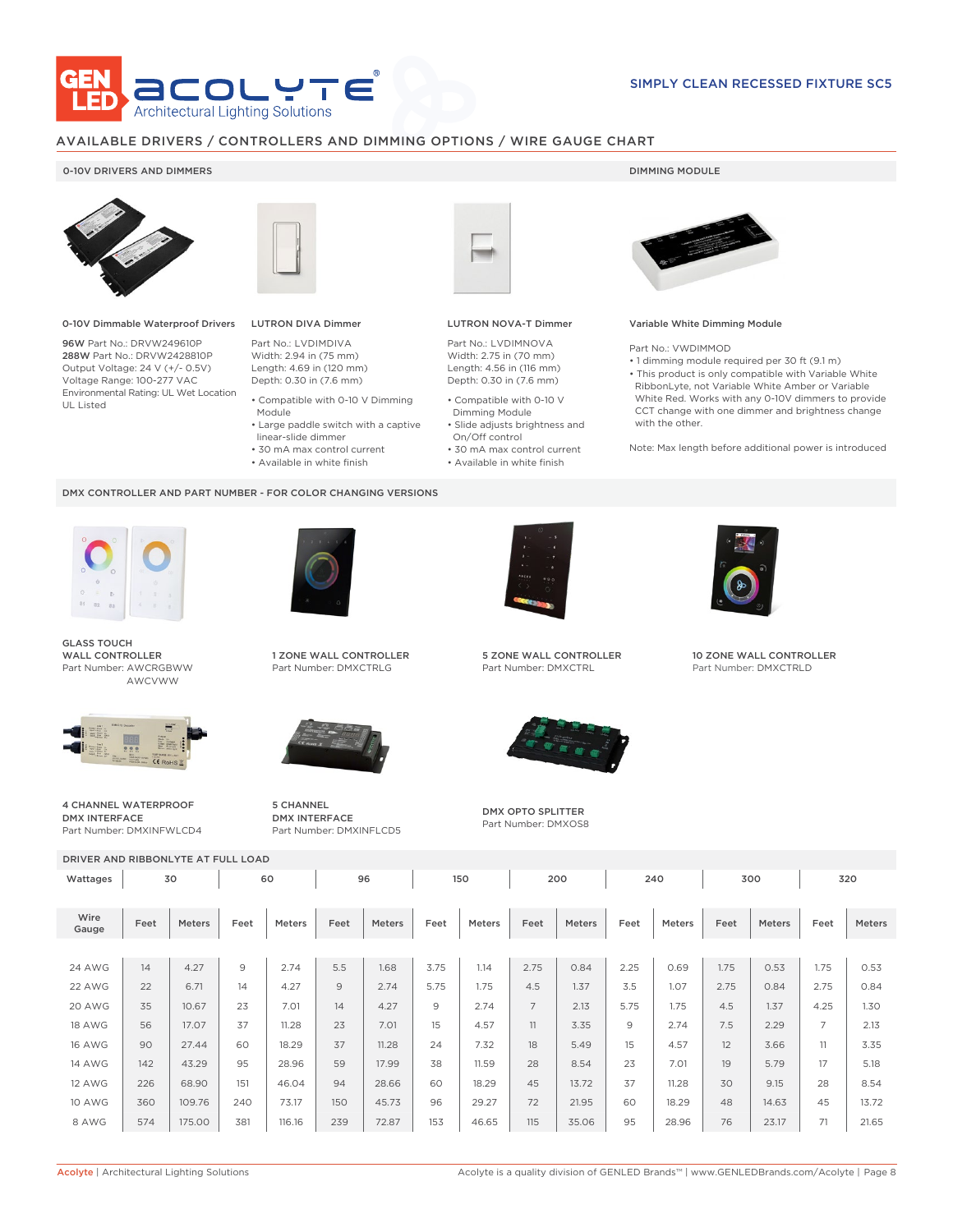SIMPLY CLEAN RECESSED FIXTURE SC5

## AVAILABLE DRIVERS / CONTROLLERS AND DIMMING OPTIONS / WIRE GAUGE CHART

### 0-10V DRIVERS AND DIMMERS

**0-10V Dimmable Waterproof Drivers**

**96W** Part No.: DRVW249610P
**288W** Part No.: DRVW2428810P
Output Voltage: 24 V (+/- 0.5V)
Voltage Range: 100-277 VAC
Environmental Rating: UL Wet Location
UL Listed

**LUTRON DIVA Dimmer**

Part No.: LVDIMDIVA
Width: 2.94 in (75 mm)
Length: 4.69 in (120 mm)
Depth: 0.30 in (7.6 mm)

- Compatible with 0-10 V Dimming Module
- Large paddle switch with a captive linear-slide dimmer
- 30 mA max control current
- Available in white finish

**LUTRON NOVA-T Dimmer**

Part No.: LVDIMNOVA
Width: 2.75 in (70 mm)
Length: 4.56 in (116 mm)
Depth: 0.30 in (7.6 mm)

- Compatible with 0-10 V Dimming Module
- Slide adjusts brightness and On/Off control
- 30 mA max control current
- Available in white finish

### DIMMING MODULE

**Variable White Dimming Module**

Part No.: VWDIMMOD

- 1 dimming module required per 30 ft (9.1 m)
- This product is only compatible with Variable White RibbonLyte, not Variable White Amber or Variable White Red. Works with any 0-10V dimmers to provide CCT change with one dimmer and brightness change with the other.

Note: Max length before additional power is introduced

### DMX CONTROLLER AND PART NUMBER - FOR COLOR CHANGING VERSIONS

**GLASS TOUCH WALL CONTROLLER**
Part Number: AWCRGBWW
AWCVWW

**1 ZONE WALL CONTROLLER**
Part Number: DMXCTRLG

**5 ZONE WALL CONTROLLER**
Part Number: DMXCTRL

**10 ZONE WALL CONTROLLER**
Part Number: DMXCTRLD

**4 CHANNEL WATERPROOF DMX INTERFACE**
Part Number: DMXINFWLCD4

**5 CHANNEL DMX INTERFACE**
Part Number: DMXINFLCD5

**DMX OPTO SPLITTER**
Part Number: DMXOS8

### DRIVER AND RIBBONLYTE AT FULL LOAD

| Wattages | 30 | | 60 | | 96 | | 150 | | 200 | | 240 | | 300 | | 320 | |
|---|---|---|---|---|---|---|---|---|---|---|---|---|---|---|---|---|
| Wire Gauge | Feet | Meters | Feet | Meters | Feet | Meters | Feet | Meters | Feet | Meters | Feet | Meters | Feet | Meters | Feet | Meters |
| 24 AWG | 14 | 4.27 | 9 | 2.74 | 5.5 | 1.68 | 3.75 | 1.14 | 2.75 | 0.84 | 2.25 | 0.69 | 1.75 | 0.53 | 1.75 | 0.53 |
| 22 AWG | 22 | 6.71 | 14 | 4.27 | 9 | 2.74 | 5.75 | 1.75 | 4.5 | 1.37 | 3.5 | 1.07 | 2.75 | 0.84 | 2.75 | 0.84 |
| 20 AWG | 35 | 10.67 | 23 | 7.01 | 14 | 4.27 | 9 | 2.74 | 7 | 2.13 | 5.75 | 1.75 | 4.5 | 1.37 | 4.25 | 1.30 |
| 18 AWG | 56 | 17.07 | 37 | 11.28 | 23 | 7.01 | 15 | 4.57 | 11 | 3.35 | 9 | 2.74 | 7.5 | 2.29 | 7 | 2.13 |
| 16 AWG | 90 | 27.44 | 60 | 18.29 | 37 | 11.28 | 24 | 7.32 | 18 | 5.49 | 15 | 4.57 | 12 | 3.66 | 11 | 3.35 |
| 14 AWG | 142 | 43.29 | 95 | 28.96 | 59 | 17.99 | 38 | 11.59 | 28 | 8.54 | 23 | 7.01 | 19 | 5.79 | 17 | 5.18 |
| 12 AWG | 226 | 68.90 | 151 | 46.04 | 94 | 28.66 | 60 | 18.29 | 45 | 13.72 | 37 | 11.28 | 30 | 9.15 | 28 | 8.54 |
| 10 AWG | 360 | 109.76 | 240 | 73.17 | 150 | 45.73 | 96 | 29.27 | 72 | 21.95 | 60 | 18.29 | 48 | 14.63 | 45 | 13.72 |
| 8 AWG | 574 | 175.00 | 381 | 116.16 | 239 | 72.87 | 153 | 46.65 | 115 | 35.06 | 95 | 28.96 | 76 | 23.17 | 71 | 21.65 |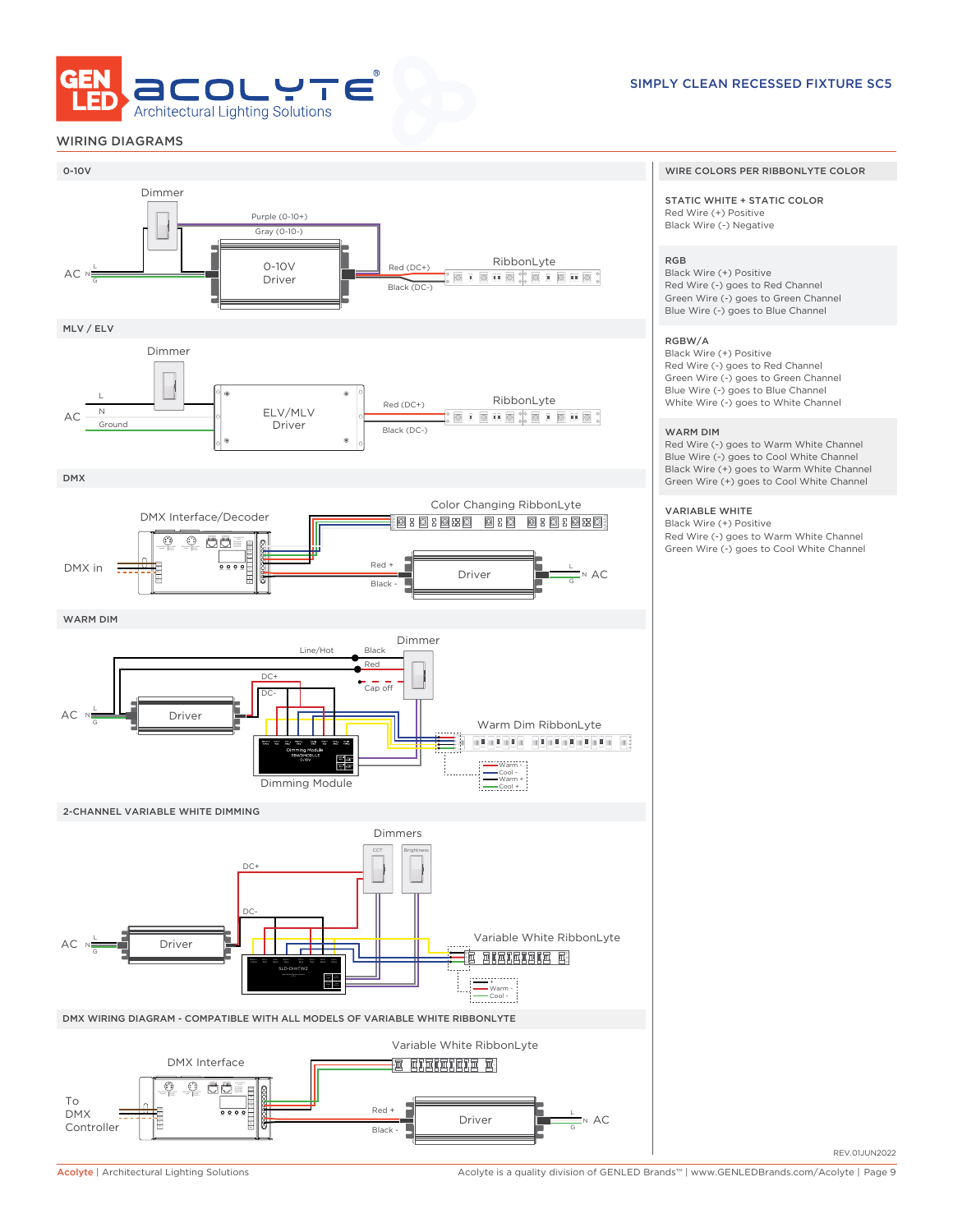SIMPLY CLEAN RECESSED FIXTURE SC5

## WIRING DIAGRAMS

### 0-10V

Dimmer

Purple (0-10+)

Gray (0-10-)

AC L N G

0-10V Driver

Red (DC+)

Black (DC-)

RibbonLyte

### MLV / ELV

Dimmer

AC L N Ground

ELV/MLV Driver

Red (DC+)

Black (DC-)

RibbonLyte

### DMX

DMX Interface/Decoder

Color Changing RibbonLyte

DMX in

Red +

Black -

Driver

L N AC G

### WARM DIM

Dimmer

Line/Hot

Black

Red

Cap off

DC+

DC-

AC L N G

Driver

Warm Dim RibbonLyte

Dimming Module

Warm -
Cool -
Warm +
Cool +

### 2-CHANNEL VARIABLE WHITE DIMMING

Dimmers

CCT

Brightness

DC+

DC-

AC L N G

Driver

Variable White RibbonLyte

Warm -
Cool -

### DMX WIRING DIAGRAM - COMPATIBLE WITH ALL MODELS OF VARIABLE WHITE RIBBONLYTE

Variable White RibbonLyte

DMX Interface

To DMX Controller

Red +

Black -

Driver

L N AC G

## WIRE COLORS PER RIBBONLYTE COLOR

**STATIC WHITE + STATIC COLOR**
Red Wire (+) Positive
Black Wire (-) Negative

**RGB**
Black Wire (+) Positive
Red Wire (-) goes to Red Channel
Green Wire (-) goes to Green Channel
Blue Wire (-) goes to Blue Channel

**RGBW/A**
Black Wire (+) Positive
Red Wire (-) goes to Red Channel
Green Wire (-) goes to Green Channel
Blue Wire (-) goes to Blue Channel
White Wire (-) goes to White Channel

**WARM DIM**
Red Wire (-) goes to Warm White Channel
Blue Wire (-) goes to Cool White Channel
Black Wire (+) goes to Warm White Channel
Green Wire (+) goes to Cool White Channel

**VARIABLE WHITE**
Black Wire (+) Positive
Red Wire (-) goes to Warm White Channel
Green Wire (-) goes to Cool White Channel

REV.01JUN2022